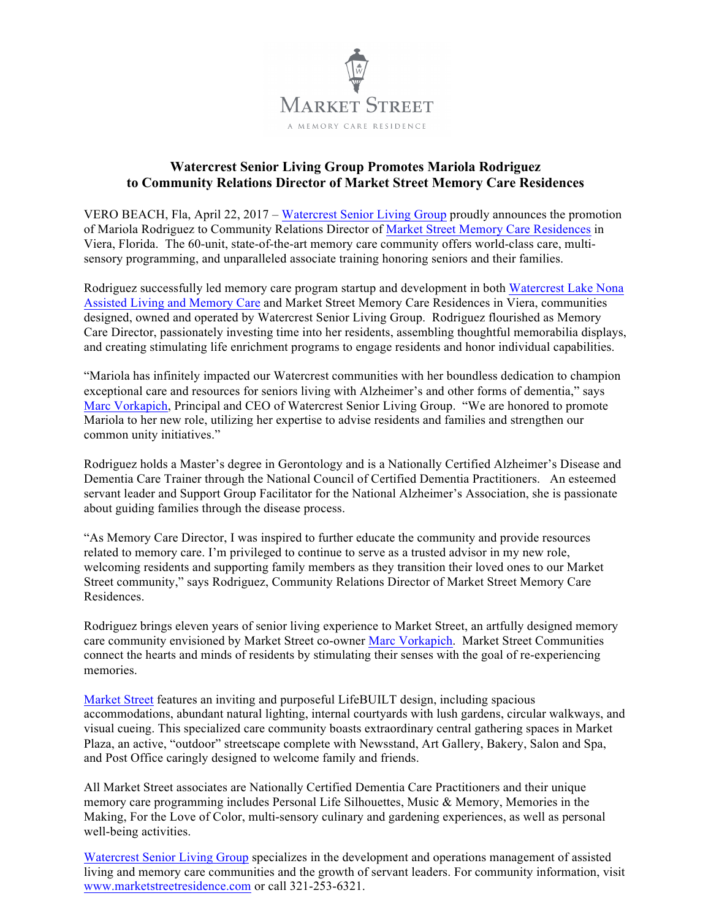MARKET STREET

A MEMORY CARE RESIDENCE

# Watercrest Senior Living Group Promotes Mariola Rodriguez to Community Relations Director of Market Street Memory Care Residences

VERO BEACH, Fla, April 22, 2017 – Watercrest Senior Living Group proudly announces the promotion of Mariola Rodriguez to Community Relations Director of Market Street Memory Care Residences in Viera, Florida. The 60-unit, state-of-the-art memory care community offers world-class care, multi-sensory programming, and unparalleled associate training honoring seniors and their families.

Rodriguez successfully led memory care program startup and development in both Watercrest Lake Nona Assisted Living and Memory Care and Market Street Memory Care Residences in Viera, communities designed, owned and operated by Watercrest Senior Living Group. Rodriguez flourished as Memory Care Director, passionately investing time into her residents, assembling thoughtful memorabilia displays, and creating stimulating life enrichment programs to engage residents and honor individual capabilities.

"Mariola has infinitely impacted our Watercrest communities with her boundless dedication to champion exceptional care and resources for seniors living with Alzheimer's and other forms of dementia," says Marc Vorkapich, Principal and CEO of Watercrest Senior Living Group. "We are honored to promote Mariola to her new role, utilizing her expertise to advise residents and families and strengthen our common unity initiatives."

Rodriguez holds a Master's degree in Gerontology and is a Nationally Certified Alzheimer's Disease and Dementia Care Trainer through the National Council of Certified Dementia Practitioners. An esteemed servant leader and Support Group Facilitator for the National Alzheimer's Association, she is passionate about guiding families through the disease process.

"As Memory Care Director, I was inspired to further educate the community and provide resources related to memory care. I'm privileged to continue to serve as a trusted advisor in my new role, welcoming residents and supporting family members as they transition their loved ones to our Market Street community," says Rodriguez, Community Relations Director of Market Street Memory Care Residences.

Rodriguez brings eleven years of senior living experience to Market Street, an artfully designed memory care community envisioned by Market Street co-owner Marc Vorkapich. Market Street Communities connect the hearts and minds of residents by stimulating their senses with the goal of re-experiencing memories.

Market Street features an inviting and purposeful LifeBUILT design, including spacious accommodations, abundant natural lighting, internal courtyards with lush gardens, circular walkways, and visual cueing. This specialized care community boasts extraordinary central gathering spaces in Market Plaza, an active, "outdoor" streetscape complete with Newsstand, Art Gallery, Bakery, Salon and Spa, and Post Office caringly designed to welcome family and friends.

All Market Street associates are Nationally Certified Dementia Care Practitioners and their unique memory care programming includes Personal Life Silhouettes, Music & Memory, Memories in the Making, For the Love of Color, multi-sensory culinary and gardening experiences, as well as personal well-being activities.

Watercrest Senior Living Group specializes in the development and operations management of assisted living and memory care communities and the growth of servant leaders. For community information, visit www.marketstreetresidence.com or call 321-253-6321.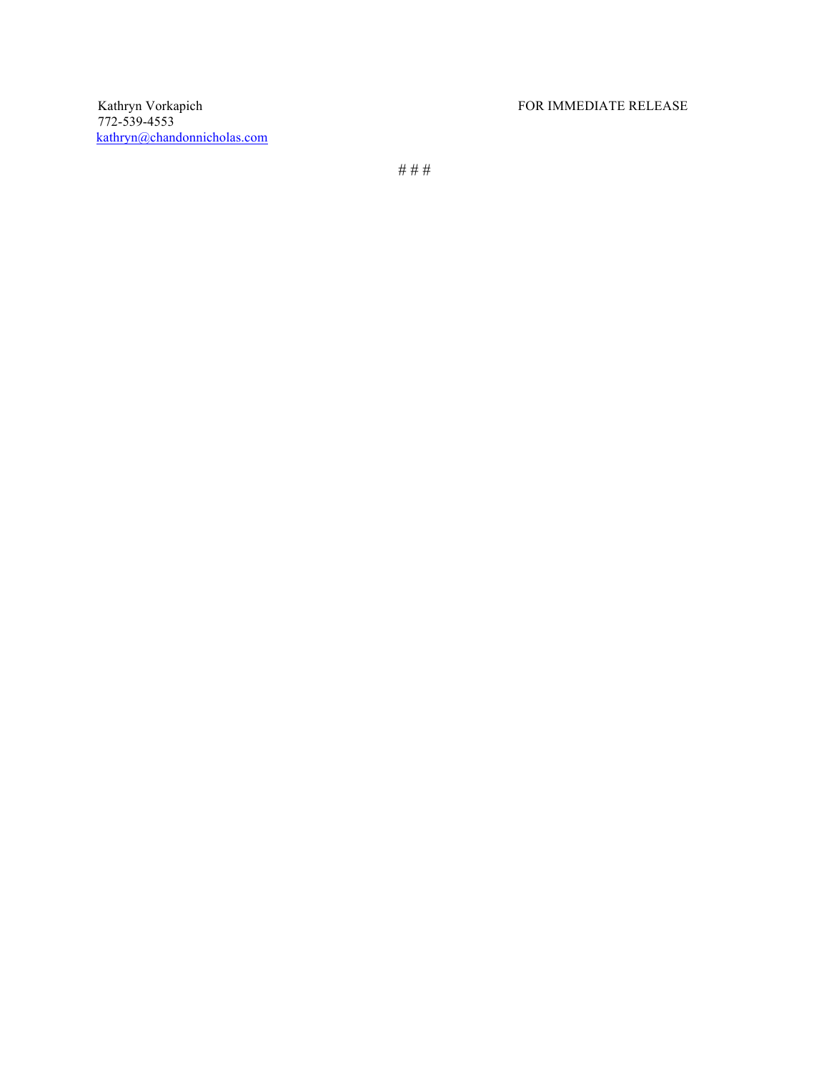Kathryn Vorkapich
772-539-4553
kathryn@chandonnicholas.com

FOR IMMEDIATE RELEASE

# # #